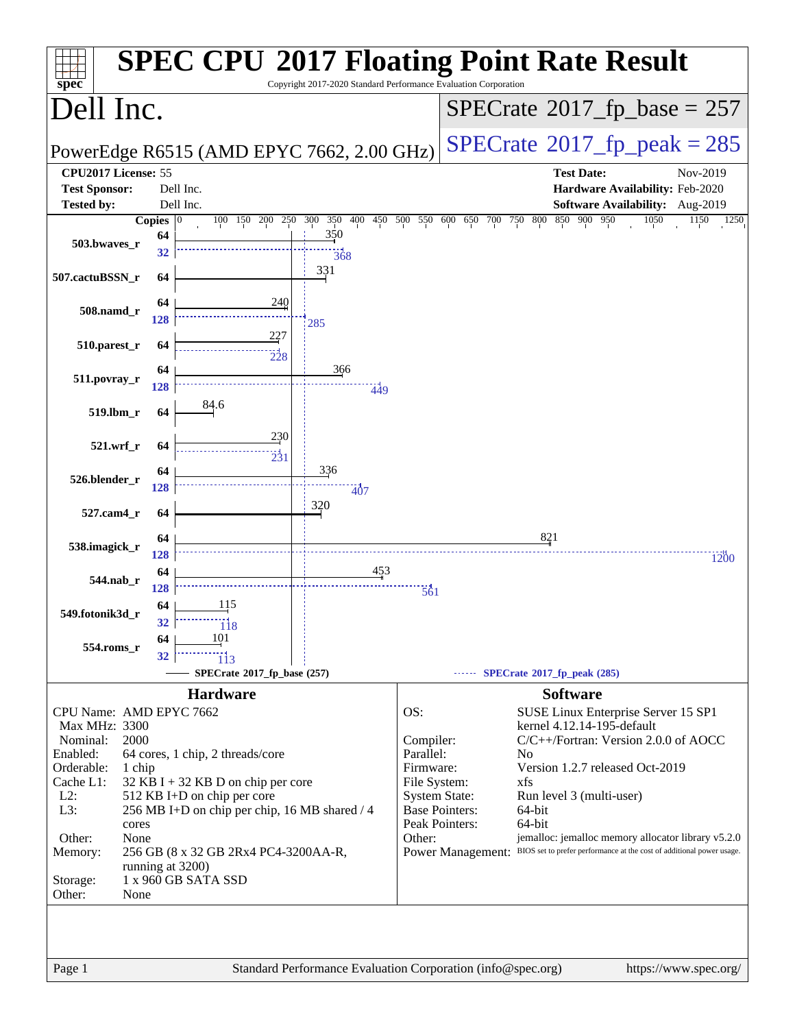# SPEC CPU 2017 Floating Point Rate Result

Copyright 2017-2020 Standard Performance Evaluation Corporation

## Dell Inc.

**PowerEdge R6515 (AMD EPYC 7662, 2.00 GHz)**

SPECrate 2017_fp_base = 257

SPECrate 2017_fp_peak = 285

| | | | |
|---|---|---|---|
| **CPU2017 License:** | 55 | **Test Date:** | Nov-2019 |
| **Test Sponsor:** | Dell Inc. | **Hardware Availability:** | Feb-2020 |
| **Tested by:** | Dell Inc. | **Software Availability:** | Aug-2019 |

| Benchmark | Copies (base) | Base | Copies (peak) | Peak |
|---|---|---|---|---|
| 503.bwaves_r | 64 | 350 | 32 | 368 |
| 507.cactuBSSN_r | 64 | 331 | | |
| 508.namd_r | 64 | 240 | 128 | 285 |
| 510.parest_r | 64 | 227 | 64 | 228 |
| 511.povray_r | 64 | 366 | 128 | 449 |
| 519.lbm_r | 64 | 84.6 | | |
| 521.wrf_r | 64 | 230 | 64 | 231 |
| 526.blender_r | 64 | 336 | 128 | 407 |
| 527.cam4_r | 64 | 320 | | |
| 538.imagick_r | 64 | 821 | 128 | 1200 |
| 544.nab_r | 64 | 453 | 128 | 561 |
| 549.fotonik3d_r | 64 | 115 | 32 | 118 |
| 554.roms_r | 64 | 101 | 32 | 113 |

SPECrate 2017_fp_base (257) ------ SPECrate 2017_fp_peak (285)

### Hardware

- **CPU Name:** AMD EPYC 7662
- **Max MHz:** 3300
- **Nominal:** 2000
- **Enabled:** 64 cores, 1 chip, 2 threads/core
- **Orderable:** 1 chip
- **Cache L1:** 32 KB I + 32 KB D on chip per core
- **L2:** 512 KB I+D on chip per core
- **L3:** 256 MB I+D on chip per chip, 16 MB shared / 4 cores
- **Other:** None
- **Memory:** 256 GB (8 x 32 GB 2Rx4 PC4-3200AA-R, running at 3200)
- **Storage:** 1 x 960 GB SATA SSD
- **Other:** None

### Software

- **OS:** SUSE Linux Enterprise Server 15 SP1 kernel 4.12.14-195-default
- **Compiler:** C/C++/Fortran: Version 2.0.0 of AOCC
- **Parallel:** No
- **Firmware:** Version 1.2.7 released Oct-2019
- **File System:** xfs
- **System State:** Run level 3 (multi-user)
- **Base Pointers:** 64-bit
- **Peak Pointers:** 64-bit
- **Other:** jemalloc: jemalloc memory allocator library v5.2.0
- **Power Management:** BIOS set to prefer performance at the cost of additional power usage.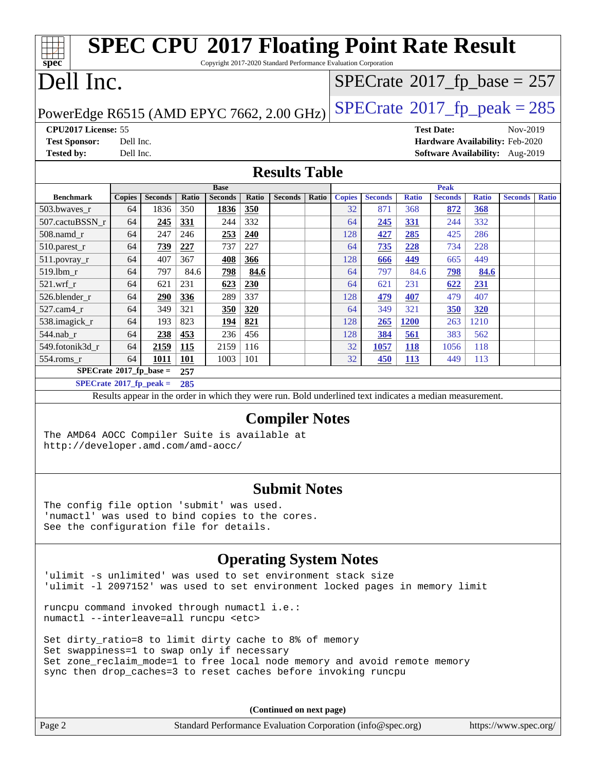# SPEC CPU 2017 Floating Point Rate Result

Copyright 2017-2020 Standard Performance Evaluation Corporation

# Dell Inc.

PowerEdge R6515 (AMD EPYC 7662, 2.00 GHz)

SPECrate 2017_fp_base = 257

SPECrate 2017_fp_peak = 285

**CPU2017 License:** 55
**Test Sponsor:** Dell Inc.
**Tested by:** Dell Inc.

**Test Date:** Nov-2019
**Hardware Availability:** Feb-2020
**Software Availability:** Aug-2019

## Results Table

| Benchmark | Base | | | | | | | Peak | | | | | | |
|---|---|---|---|---|---|---|---|---|---|---|---|---|---|---|
| | Copies | Seconds | Ratio | Seconds | Ratio | Seconds | Ratio | Copies | Seconds | Ratio | Seconds | Ratio | Seconds | Ratio |
| 503.bwaves_r | 64 | 1836 | 350 | **1836** | **350** | | | 32 | 871 | 368 | **872** | **368** | | |
| 507.cactuBSSN_r | 64 | **245** | **331** | 244 | 332 | | | 64 | **245** | **331** | 244 | 332 | | |
| 508.namd_r | 64 | 247 | 246 | **253** | **240** | | | 128 | **427** | **285** | 425 | 286 | | |
| 510.parest_r | 64 | **739** | **227** | 737 | 227 | | | 64 | **735** | **228** | 734 | 228 | | |
| 511.povray_r | 64 | 407 | 367 | **408** | **366** | | | 128 | **666** | **449** | 665 | 449 | | |
| 519.lbm_r | 64 | 797 | 84.6 | **798** | **84.6** | | | 64 | 797 | 84.6 | **798** | **84.6** | | |
| 521.wrf_r | 64 | 621 | 231 | **623** | **230** | | | 64 | 621 | 231 | **622** | **231** | | |
| 526.blender_r | 64 | **290** | **336** | 289 | 337 | | | 128 | **479** | **407** | 479 | 407 | | |
| 527.cam4_r | 64 | 349 | 321 | **350** | **320** | | | 64 | 349 | 321 | **350** | **320** | | |
| 538.imagick_r | 64 | 193 | 823 | **194** | **821** | | | 128 | **265** | **1200** | 263 | 1210 | | |
| 544.nab_r | 64 | **238** | **453** | 236 | 456 | | | 128 | **384** | **561** | 383 | 562 | | |
| 549.fotonik3d_r | 64 | **2159** | **115** | 2159 | 116 | | | 32 | **1057** | **118** | 1056 | 118 | | |
| 554.roms_r | 64 | **1011** | **101** | 1003 | 101 | | | 32 | **450** | **113** | 449 | 113 | | |

**SPECrate 2017_fp_base = 257**

**SPECrate 2017_fp_peak = 285**

Results appear in the order in which they were run. Bold underlined text indicates a median measurement.

## Compiler Notes

```
The AMD64 AOCC Compiler Suite is available at
http://developer.amd.com/amd-aocc/
```

## Submit Notes

```
The config file option 'submit' was used.
'numactl' was used to bind copies to the cores.
See the configuration file for details.
```

## Operating System Notes

```
'ulimit -s unlimited' was used to set environment stack size
'ulimit -l 2097152' was used to set environment locked pages in memory limit

runcpu command invoked through numactl i.e.:
numactl --interleave=all runcpu <etc>

Set dirty_ratio=8 to limit dirty cache to 8% of memory
Set swappiness=1 to swap only if necessary
Set zone_reclaim_mode=1 to free local node memory and avoid remote memory
sync then drop_caches=3 to reset caches before invoking runcpu
```

**(Continued on next page)**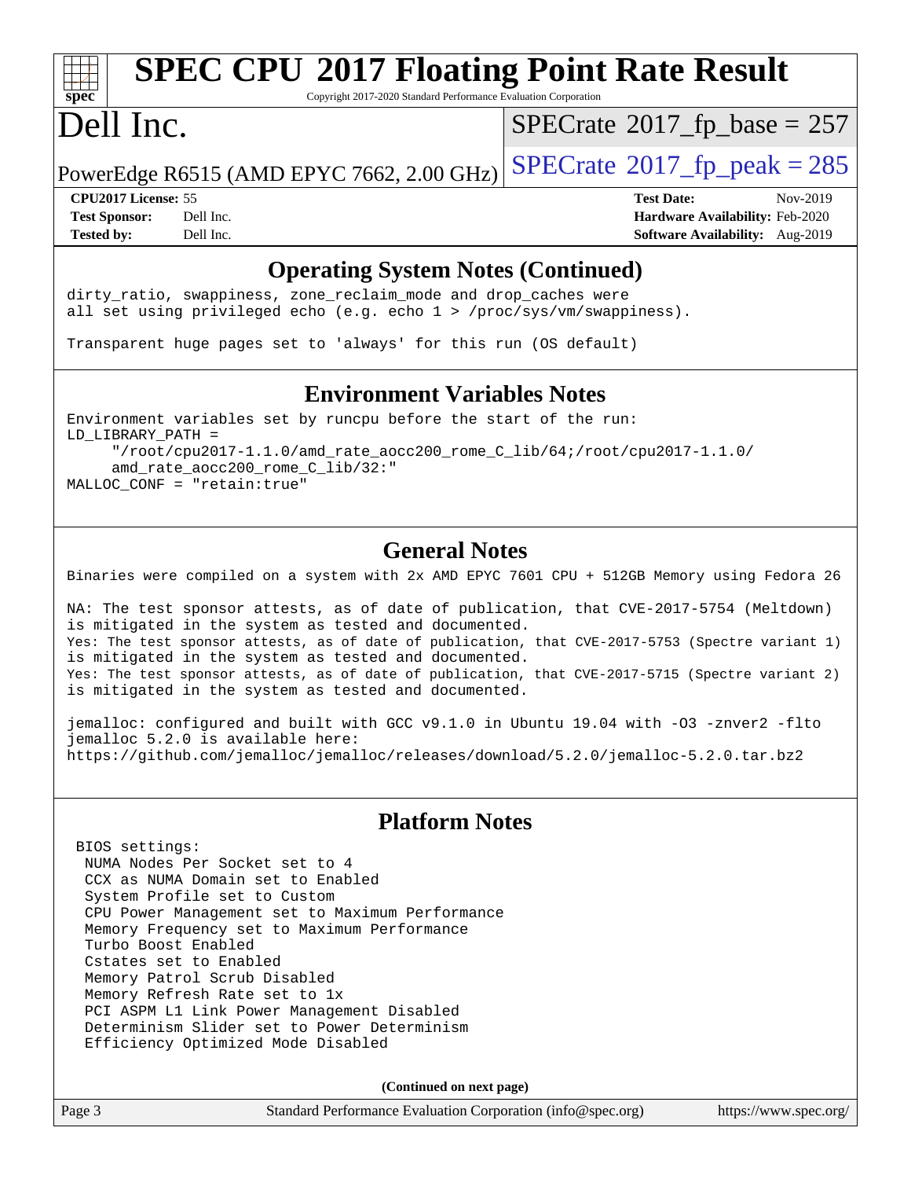# SPEC CPU 2017 Floating Point Rate Result

Copyright 2017-2020 Standard Performance Evaluation Corporation

# Dell Inc.

PowerEdge R6515 (AMD EPYC 7662, 2.00 GHz)

SPECrate 2017_fp_base = 257

SPECrate 2017_fp_peak = 285

**CPU2017 License:** 55
**Test Sponsor:** Dell Inc.
**Tested by:** Dell Inc.

**Test Date:** Nov-2019
**Hardware Availability:** Feb-2020
**Software Availability:** Aug-2019

## Operating System Notes (Continued)

```
dirty_ratio, swappiness, zone_reclaim_mode and drop_caches were
all set using privileged echo (e.g. echo 1 > /proc/sys/vm/swappiness).

Transparent huge pages set to 'always' for this run (OS default)
```

## Environment Variables Notes

```
Environment variables set by runcpu before the start of the run:
LD_LIBRARY_PATH =
     "/root/cpu2017-1.1.0/amd_rate_aocc200_rome_C_lib/64;/root/cpu2017-1.1.0/
     amd_rate_aocc200_rome_C_lib/32:"
MALLOC_CONF = "retain:true"
```

## General Notes

```
Binaries were compiled on a system with 2x AMD EPYC 7601 CPU + 512GB Memory using Fedora 26

NA: The test sponsor attests, as of date of publication, that CVE-2017-5754 (Meltdown)
is mitigated in the system as tested and documented.
Yes: The test sponsor attests, as of date of publication, that CVE-2017-5753 (Spectre variant 1)
is mitigated in the system as tested and documented.
Yes: The test sponsor attests, as of date of publication, that CVE-2017-5715 (Spectre variant 2)
is mitigated in the system as tested and documented.

jemalloc: configured and built with GCC v9.1.0 in Ubuntu 19.04 with -O3 -znver2 -flto
jemalloc 5.2.0 is available here:
https://github.com/jemalloc/jemalloc/releases/download/5.2.0/jemalloc-5.2.0.tar.bz2
```

## Platform Notes

```
 BIOS settings:
  NUMA Nodes Per Socket set to 4
  CCX as NUMA Domain set to Enabled
  System Profile set to Custom
  CPU Power Management set to Maximum Performance
  Memory Frequency set to Maximum Performance
  Turbo Boost Enabled
  Cstates set to Enabled
  Memory Patrol Scrub Disabled
  Memory Refresh Rate set to 1x
  PCI ASPM L1 Link Power Management Disabled
  Determinism Slider set to Power Determinism
  Efficiency Optimized Mode Disabled
```

**(Continued on next page)**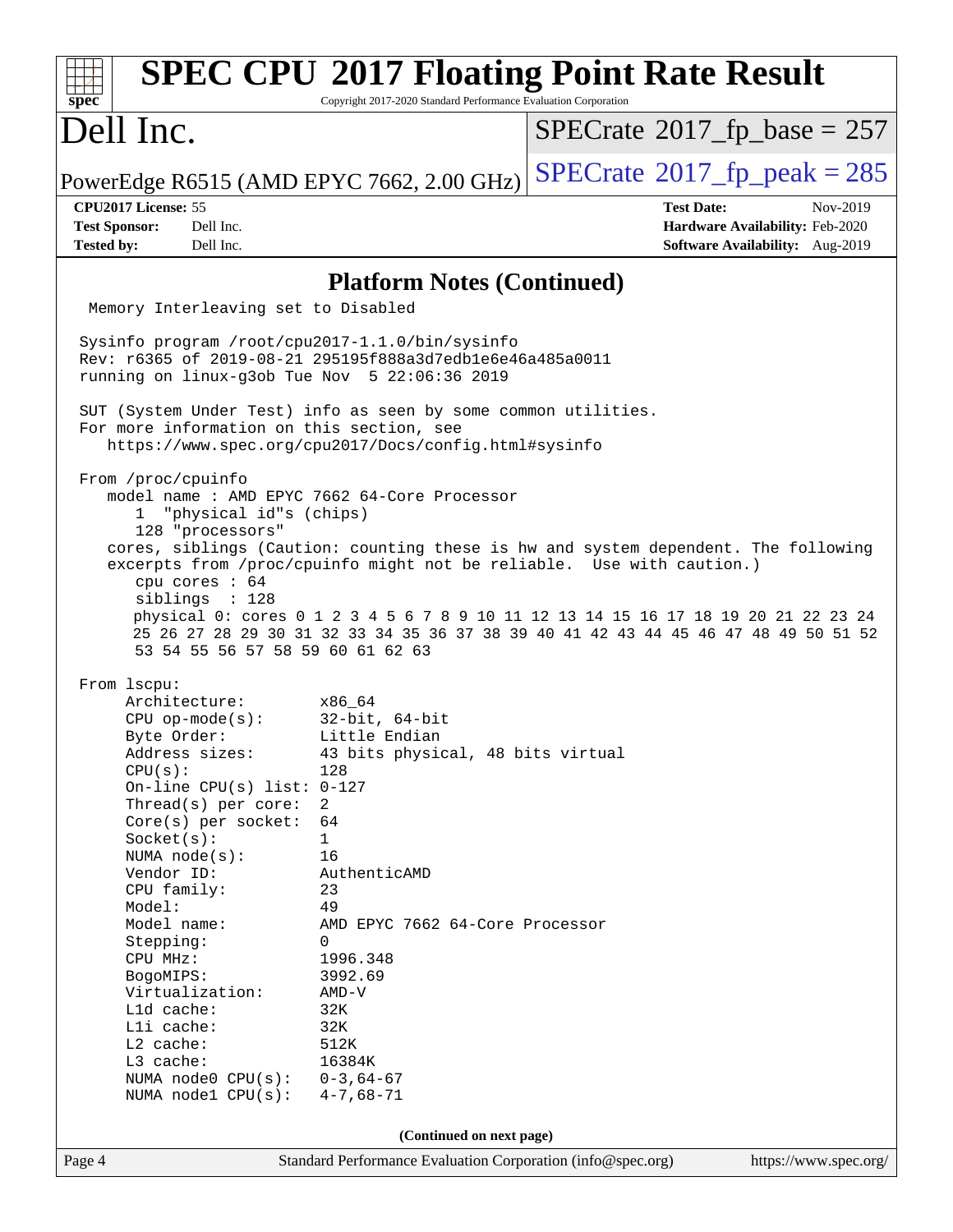## Platform Notes (Continued)

```
 Memory Interleaving set to Disabled

Sysinfo program /root/cpu2017-1.1.0/bin/sysinfo
Rev: r6365 of 2019-08-21 295195f888a3d7edb1e6e46a485a0011
running on linux-g3ob Tue Nov  5 22:06:36 2019

SUT (System Under Test) info as seen by some common utilities.
For more information on this section, see
   https://www.spec.org/cpu2017/Docs/config.html#sysinfo

From /proc/cpuinfo
   model name : AMD EPYC 7662 64-Core Processor
      1  "physical id"s (chips)
      128 "processors"
   cores, siblings (Caution: counting these is hw and system dependent. The following
   excerpts from /proc/cpuinfo might not be reliable.  Use with caution.)
      cpu cores : 64
      siblings  : 128
      physical 0: cores 0 1 2 3 4 5 6 7 8 9 10 11 12 13 14 15 16 17 18 19 20 21 22 23 24
      25 26 27 28 29 30 31 32 33 34 35 36 37 38 39 40 41 42 43 44 45 46 47 48 49 50 51 52
      53 54 55 56 57 58 59 60 61 62 63

From lscpu:
     Architecture:        x86_64
     CPU op-mode(s):      32-bit, 64-bit
     Byte Order:          Little Endian
     Address sizes:       43 bits physical, 48 bits virtual
     CPU(s):              128
     On-line CPU(s) list: 0-127
     Thread(s) per core:  2
     Core(s) per socket:  64
     Socket(s):           1
     NUMA node(s):        16
     Vendor ID:           AuthenticAMD
     CPU family:          23
     Model:               49
     Model name:          AMD EPYC 7662 64-Core Processor
     Stepping:            0
     CPU MHz:             1996.348
     BogoMIPS:            3992.69
     Virtualization:      AMD-V
     L1d cache:           32K
     L1i cache:           32K
     L2 cache:            512K
     L3 cache:            16384K
     NUMA node0 CPU(s):   0-3,64-67
     NUMA node1 CPU(s):   4-7,68-71
```

(Continued on next page)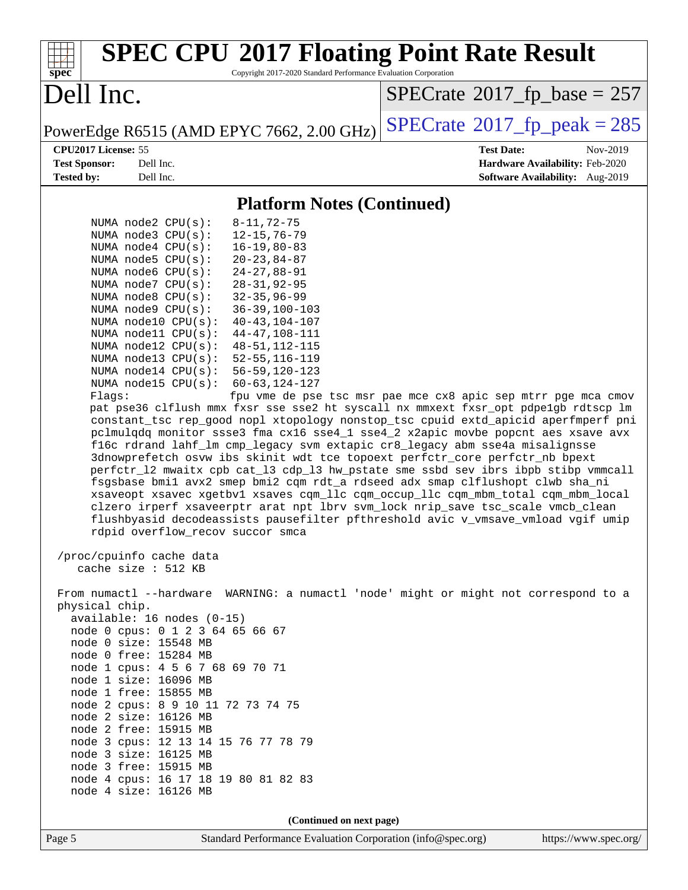## Platform Notes (Continued)

```
     NUMA node2 CPU(s):   8-11,72-75
     NUMA node3 CPU(s):   12-15,76-79
     NUMA node4 CPU(s):   16-19,80-83
     NUMA node5 CPU(s):   20-23,84-87
     NUMA node6 CPU(s):   24-27,88-91
     NUMA node7 CPU(s):   28-31,92-95
     NUMA node8 CPU(s):   32-35,96-99
     NUMA node9 CPU(s):   36-39,100-103
     NUMA node10 CPU(s):  40-43,104-107
     NUMA node11 CPU(s):  44-47,108-111
     NUMA node12 CPU(s):  48-51,112-115
     NUMA node13 CPU(s):  52-55,116-119
     NUMA node14 CPU(s):  56-59,120-123
     NUMA node15 CPU(s):  60-63,124-127
     Flags:               fpu vme de pse tsc msr pae mce cx8 apic sep mtrr pge mca cmov
     pat pse36 clflush mmx fxsr sse sse2 ht syscall nx mmxext fxsr_opt pdpe1gb rdtscp lm
     constant_tsc rep_good nopl xtopology nonstop_tsc cpuid extd_apicid aperfmperf pni
     pclmulqdq monitor ssse3 fma cx16 sse4_1 sse4_2 x2apic movbe popcnt aes xsave avx
     f16c rdrand lahf_lm cmp_legacy svm extapic cr8_legacy abm sse4a misalignsse
     3dnowprefetch osvw ibs skinit wdt tce topoext perfctr_core perfctr_nb bpext
     perfctr_l2 mwaitx cpb cat_l3 cdp_l3 hw_pstate sme ssbd sev ibrs ibpb stibp vmmcall
     fsgsbase bmi1 avx2 smep bmi2 cqm rdt_a rdseed adx smap clflushopt clwb sha_ni
     xsaveopt xsavec xgetbv1 xsaves cqm_llc cqm_occup_llc cqm_mbm_total cqm_mbm_local
     clzero irperf xsaveerptr arat npt lbrv svm_lock nrip_save tsc_scale vmcb_clean
     flushbyasid decodeassists pausefilter pfthreshold avic v_vmsave_vmload vgif umip
     rdpid overflow_recov succor smca

 /proc/cpuinfo cache data
    cache size : 512 KB

 From numactl --hardware  WARNING: a numactl 'node' might or might not correspond to a
 physical chip.
   available: 16 nodes (0-15)
   node 0 cpus: 0 1 2 3 64 65 66 67
   node 0 size: 15548 MB
   node 0 free: 15284 MB
   node 1 cpus: 4 5 6 7 68 69 70 71
   node 1 size: 16096 MB
   node 1 free: 15855 MB
   node 2 cpus: 8 9 10 11 72 73 74 75
   node 2 size: 16126 MB
   node 2 free: 15915 MB
   node 3 cpus: 12 13 14 15 76 77 78 79
   node 3 size: 16125 MB
   node 3 free: 15915 MB
   node 4 cpus: 16 17 18 19 80 81 82 83
   node 4 size: 16126 MB
```

(Continued on next page)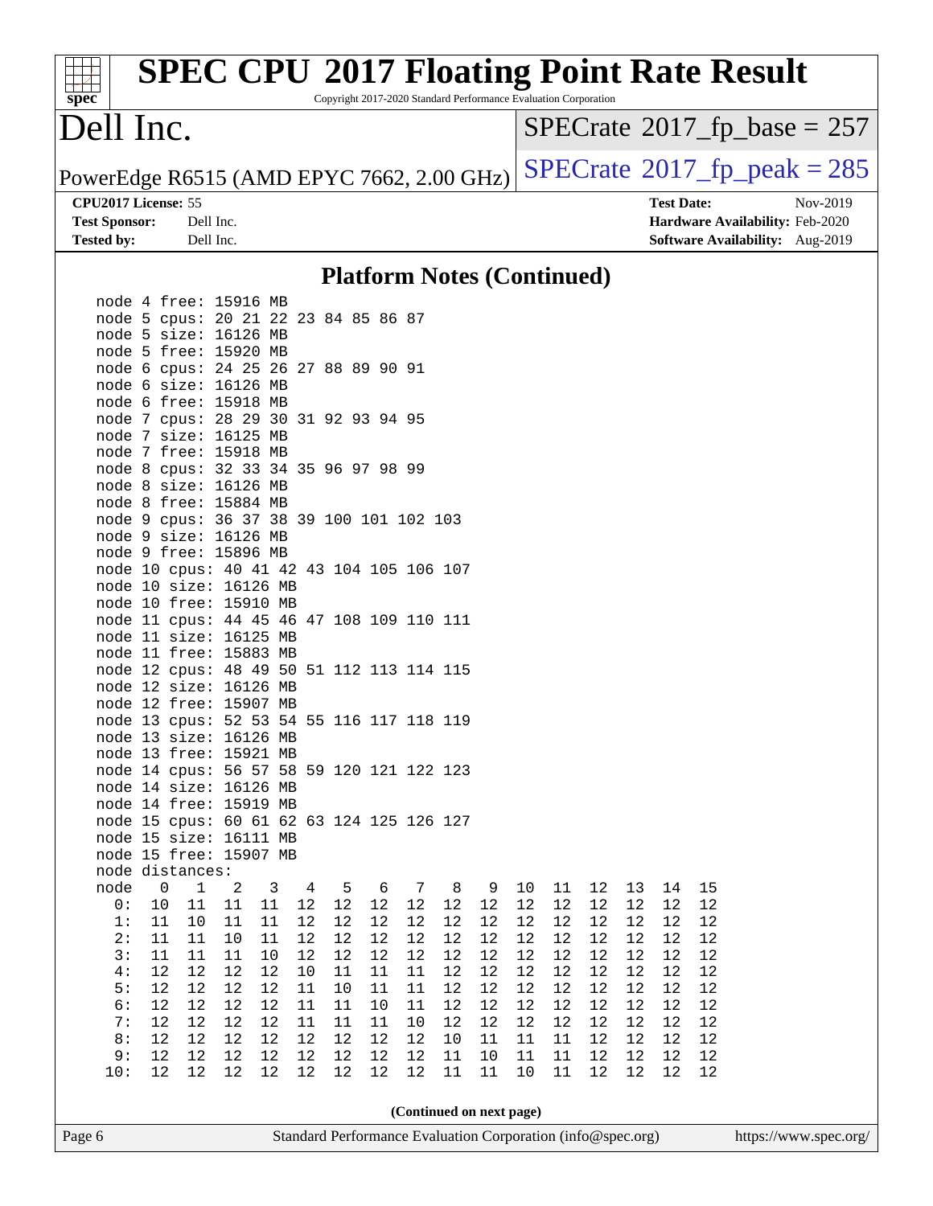## Platform Notes (Continued)

```
node 4 free: 15916 MB
node 5 cpus: 20 21 22 23 84 85 86 87
node 5 size: 16126 MB
node 5 free: 15920 MB
node 6 cpus: 24 25 26 27 88 89 90 91
node 6 size: 16126 MB
node 6 free: 15918 MB
node 7 cpus: 28 29 30 31 92 93 94 95
node 7 size: 16125 MB
node 7 free: 15918 MB
node 8 cpus: 32 33 34 35 96 97 98 99
node 8 size: 16126 MB
node 8 free: 15884 MB
node 9 cpus: 36 37 38 39 100 101 102 103
node 9 size: 16126 MB
node 9 free: 15896 MB
node 10 cpus: 40 41 42 43 104 105 106 107
node 10 size: 16126 MB
node 10 free: 15910 MB
node 11 cpus: 44 45 46 47 108 109 110 111
node 11 size: 16125 MB
node 11 free: 15883 MB
node 12 cpus: 48 49 50 51 112 113 114 115
node 12 size: 16126 MB
node 12 free: 15907 MB
node 13 cpus: 52 53 54 55 116 117 118 119
node 13 size: 16126 MB
node 13 free: 15921 MB
node 14 cpus: 56 57 58 59 120 121 122 123
node 14 size: 16126 MB
node 14 free: 15919 MB
node 15 cpus: 60 61 62 63 124 125 126 127
node 15 size: 16111 MB
node 15 free: 15907 MB
node distances:
node   0   1   2   3   4   5   6   7   8   9  10  11  12  13  14  15
  0:  10  11  11  11  12  12  12  12  12  12  12  12  12  12  12  12
  1:  11  10  11  11  12  12  12  12  12  12  12  12  12  12  12  12
  2:  11  11  10  11  12  12  12  12  12  12  12  12  12  12  12  12
  3:  11  11  11  10  12  12  12  12  12  12  12  12  12  12  12  12
  4:  12  12  12  12  10  11  11  11  12  12  12  12  12  12  12  12
  5:  12  12  12  12  11  10  11  11  12  12  12  12  12  12  12  12
  6:  12  12  12  12  11  11  10  11  12  12  12  12  12  12  12  12
  7:  12  12  12  12  11  11  11  10  12  12  12  12  12  12  12  12
  8:  12  12  12  12  12  12  12  12  10  11  11  11  12  12  12  12
  9:  12  12  12  12  12  12  12  12  11  10  11  11  12  12  12  12
 10:  12  12  12  12  12  12  12  12  11  11  10  11  12  12  12  12
```

**(Continued on next page)**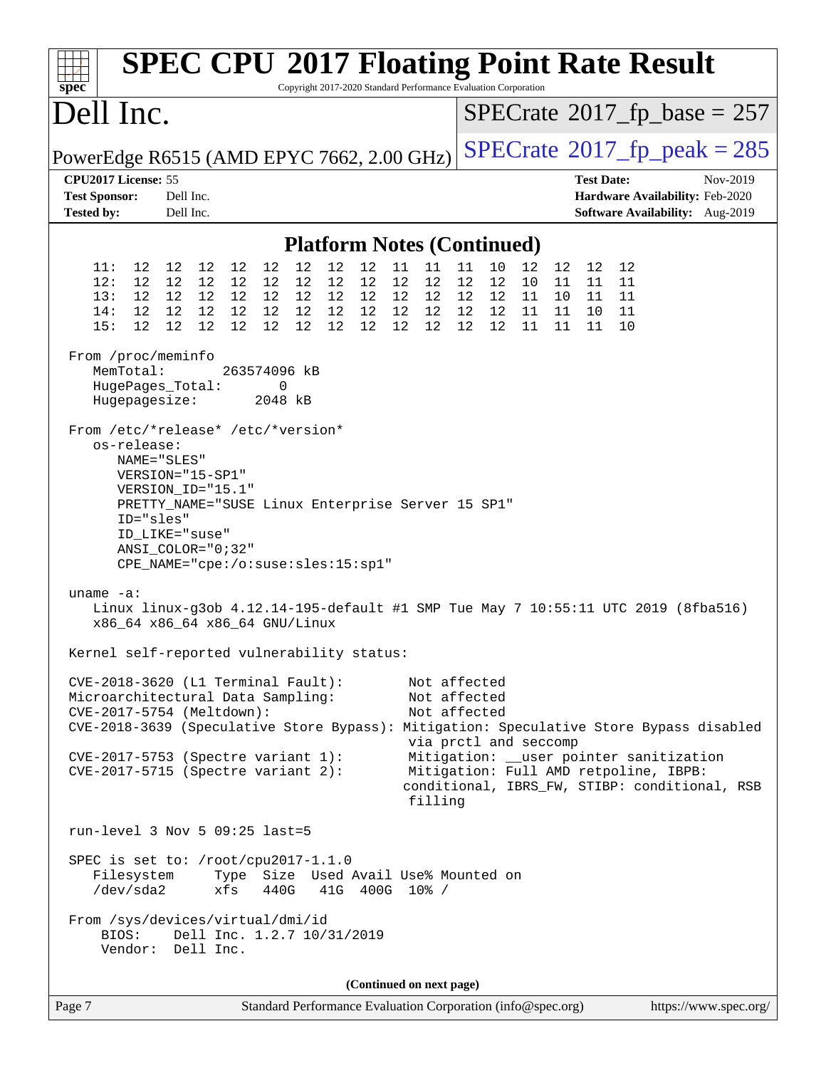# SPEC CPU 2017 Floating Point Rate Result

Copyright 2017-2020 Standard Performance Evaluation Corporation

## Dell Inc.

PowerEdge R6515 (AMD EPYC 7662, 2.00 GHz)

SPECrate 2017_fp_base = 257

SPECrate 2017_fp_peak = 285

**CPU2017 License:** 55
**Test Sponsor:** Dell Inc.
**Tested by:** Dell Inc.

**Test Date:** Nov-2019
**Hardware Availability:** Feb-2020
**Software Availability:** Aug-2019

### Platform Notes (Continued)

```
    11:  12  12  12  12  12  12  12  12  11  11  11  10  12  12  12  12
    12:  12  12  12  12  12  12  12  12  12  12  12  12  10  11  11  11
    13:  12  12  12  12  12  12  12  12  12  12  12  12  11  10  11  11
    14:  12  12  12  12  12  12  12  12  12  12  12  12  11  11  10  11
    15:  12  12  12  12  12  12  12  12  12  12  12  12  11  11  11  10

 From /proc/meminfo
    MemTotal:       263574096 kB
    HugePages_Total:       0
    Hugepagesize:       2048 kB

 From /etc/*release* /etc/*version*
    os-release:
       NAME="SLES"
       VERSION="15-SP1"
       VERSION_ID="15.1"
       PRETTY_NAME="SUSE Linux Enterprise Server 15 SP1"
       ID="sles"
       ID_LIKE="suse"
       ANSI_COLOR="0;32"
       CPE_NAME="cpe:/o:suse:sles:15:sp1"

 uname -a:
    Linux linux-g3ob 4.12.14-195-default #1 SMP Tue May 7 10:55:11 UTC 2019 (8fba516)
    x86_64 x86_64 x86_64 GNU/Linux

 Kernel self-reported vulnerability status:

 CVE-2018-3620 (L1 Terminal Fault):        Not affected
 Microarchitectural Data Sampling:         Not affected
 CVE-2017-5754 (Meltdown):                 Not affected
 CVE-2018-3639 (Speculative Store Bypass): Mitigation: Speculative Store Bypass disabled
                                            via prctl and seccomp
 CVE-2017-5753 (Spectre variant 1):        Mitigation: __user pointer sanitization
 CVE-2017-5715 (Spectre variant 2):        Mitigation: Full AMD retpoline, IBPB:
                                           conditional, IBRS_FW, STIBP: conditional, RSB
                                            filling

 run-level 3 Nov 5 09:25 last=5

 SPEC is set to: /root/cpu2017-1.1.0
    Filesystem     Type  Size  Used Avail Use% Mounted on
    /dev/sda2      xfs   440G   41G  400G  10% /

 From /sys/devices/virtual/dmi/id
     BIOS:    Dell Inc. 1.2.7 10/31/2019
     Vendor:  Dell Inc.
```

(Continued on next page)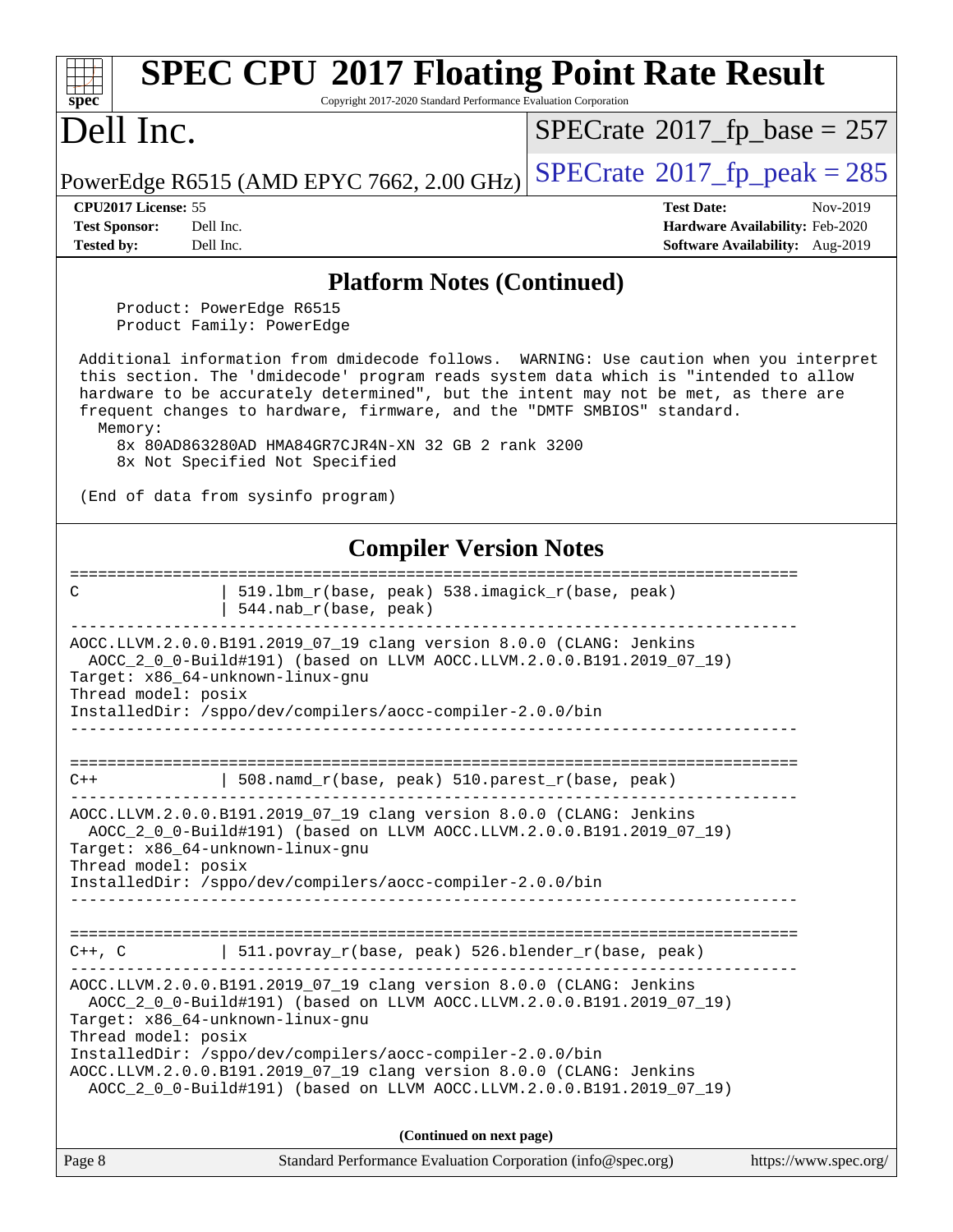## Platform Notes (Continued)

```
     Product: PowerEdge R6515
     Product Family: PowerEdge

 Additional information from dmidecode follows.  WARNING: Use caution when you interpret
 this section. The 'dmidecode' program reads system data which is "intended to allow
 hardware to be accurately determined", but the intent may not be met, as there are
 frequent changes to hardware, firmware, and the "DMTF SMBIOS" standard.
   Memory:
     8x 80AD863280AD HMA84GR7CJR4N-XN 32 GB 2 rank 3200
     8x Not Specified Not Specified

 (End of data from sysinfo program)
```

## Compiler Version Notes

```
==============================================================================
C               | 519.lbm_r(base, peak) 538.imagick_r(base, peak)
                | 544.nab_r(base, peak)
------------------------------------------------------------------------------
AOCC.LLVM.2.0.0.B191.2019_07_19 clang version 8.0.0 (CLANG: Jenkins
  AOCC_2_0_0-Build#191) (based on LLVM AOCC.LLVM.2.0.0.B191.2019_07_19)
Target: x86_64-unknown-linux-gnu
Thread model: posix
InstalledDir: /sppo/dev/compilers/aocc-compiler-2.0.0/bin
------------------------------------------------------------------------------

==============================================================================
C++             | 508.namd_r(base, peak) 510.parest_r(base, peak)
------------------------------------------------------------------------------
AOCC.LLVM.2.0.0.B191.2019_07_19 clang version 8.0.0 (CLANG: Jenkins
  AOCC_2_0_0-Build#191) (based on LLVM AOCC.LLVM.2.0.0.B191.2019_07_19)
Target: x86_64-unknown-linux-gnu
Thread model: posix
InstalledDir: /sppo/dev/compilers/aocc-compiler-2.0.0/bin
------------------------------------------------------------------------------

==============================================================================
C++, C          | 511.povray_r(base, peak) 526.blender_r(base, peak)
------------------------------------------------------------------------------
AOCC.LLVM.2.0.0.B191.2019_07_19 clang version 8.0.0 (CLANG: Jenkins
  AOCC_2_0_0-Build#191) (based on LLVM AOCC.LLVM.2.0.0.B191.2019_07_19)
Target: x86_64-unknown-linux-gnu
Thread model: posix
InstalledDir: /sppo/dev/compilers/aocc-compiler-2.0.0/bin
AOCC.LLVM.2.0.0.B191.2019_07_19 clang version 8.0.0 (CLANG: Jenkins
  AOCC_2_0_0-Build#191) (based on LLVM AOCC.LLVM.2.0.0.B191.2019_07_19)
```

**(Continued on next page)**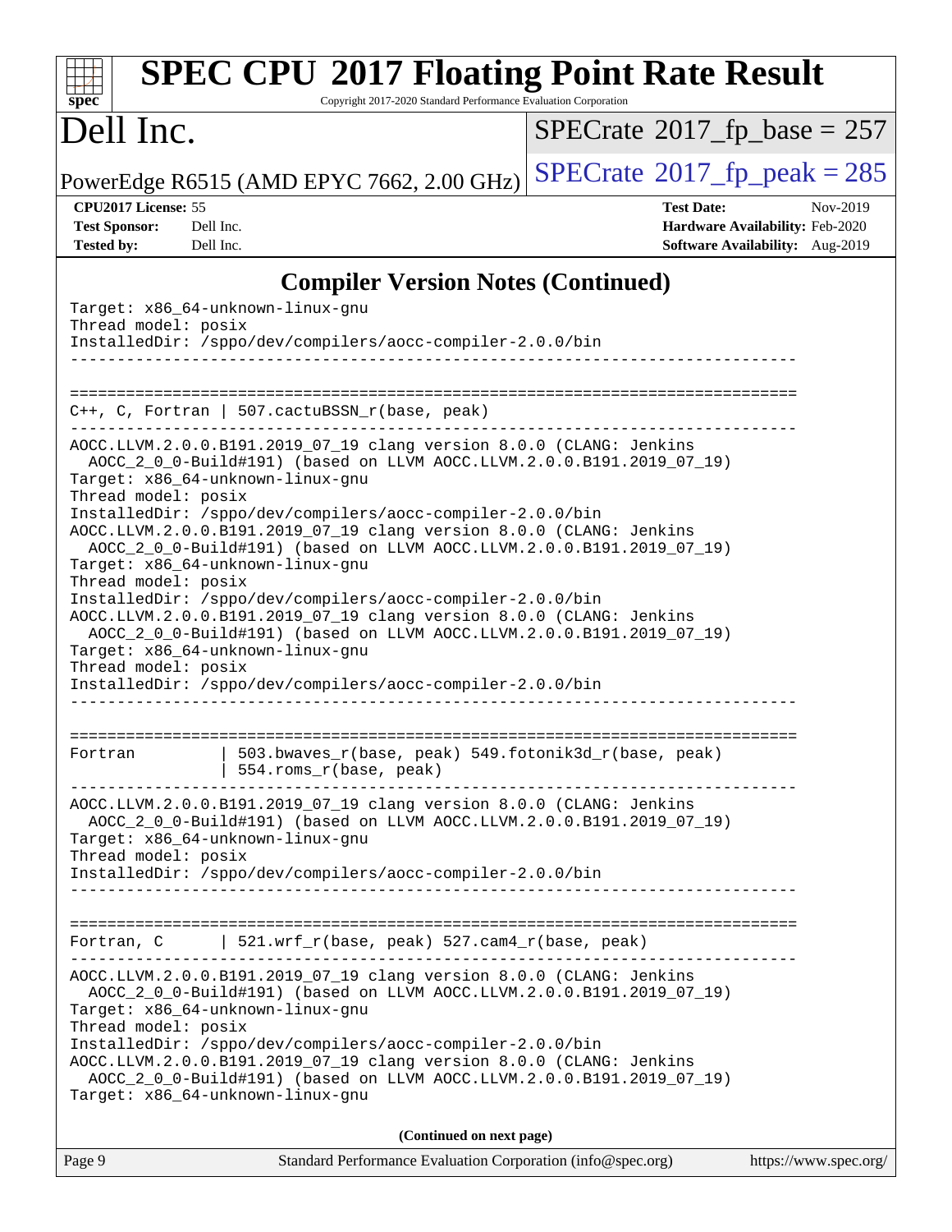## Compiler Version Notes (Continued)

```
Target: x86_64-unknown-linux-gnu
Thread model: posix
InstalledDir: /sppo/dev/compilers/aocc-compiler-2.0.0/bin
------------------------------------------------------------------------------

==============================================================================
C++, C, Fortran | 507.cactuBSSN_r(base, peak)
------------------------------------------------------------------------------
AOCC.LLVM.2.0.0.B191.2019_07_19 clang version 8.0.0 (CLANG: Jenkins
  AOCC_2_0_0-Build#191) (based on LLVM AOCC.LLVM.2.0.0.B191.2019_07_19)
Target: x86_64-unknown-linux-gnu
Thread model: posix
InstalledDir: /sppo/dev/compilers/aocc-compiler-2.0.0/bin
AOCC.LLVM.2.0.0.B191.2019_07_19 clang version 8.0.0 (CLANG: Jenkins
  AOCC_2_0_0-Build#191) (based on LLVM AOCC.LLVM.2.0.0.B191.2019_07_19)
Target: x86_64-unknown-linux-gnu
Thread model: posix
InstalledDir: /sppo/dev/compilers/aocc-compiler-2.0.0/bin
AOCC.LLVM.2.0.0.B191.2019_07_19 clang version 8.0.0 (CLANG: Jenkins
  AOCC_2_0_0-Build#191) (based on LLVM AOCC.LLVM.2.0.0.B191.2019_07_19)
Target: x86_64-unknown-linux-gnu
Thread model: posix
InstalledDir: /sppo/dev/compilers/aocc-compiler-2.0.0/bin
------------------------------------------------------------------------------

==============================================================================
Fortran         | 503.bwaves_r(base, peak) 549.fotonik3d_r(base, peak)
                | 554.roms_r(base, peak)
------------------------------------------------------------------------------
AOCC.LLVM.2.0.0.B191.2019_07_19 clang version 8.0.0 (CLANG: Jenkins
  AOCC_2_0_0-Build#191) (based on LLVM AOCC.LLVM.2.0.0.B191.2019_07_19)
Target: x86_64-unknown-linux-gnu
Thread model: posix
InstalledDir: /sppo/dev/compilers/aocc-compiler-2.0.0/bin
------------------------------------------------------------------------------

==============================================================================
Fortran, C      | 521.wrf_r(base, peak) 527.cam4_r(base, peak)
------------------------------------------------------------------------------
AOCC.LLVM.2.0.0.B191.2019_07_19 clang version 8.0.0 (CLANG: Jenkins
  AOCC_2_0_0-Build#191) (based on LLVM AOCC.LLVM.2.0.0.B191.2019_07_19)
Target: x86_64-unknown-linux-gnu
Thread model: posix
InstalledDir: /sppo/dev/compilers/aocc-compiler-2.0.0/bin
AOCC.LLVM.2.0.0.B191.2019_07_19 clang version 8.0.0 (CLANG: Jenkins
  AOCC_2_0_0-Build#191) (based on LLVM AOCC.LLVM.2.0.0.B191.2019_07_19)
Target: x86_64-unknown-linux-gnu
```

**(Continued on next page)**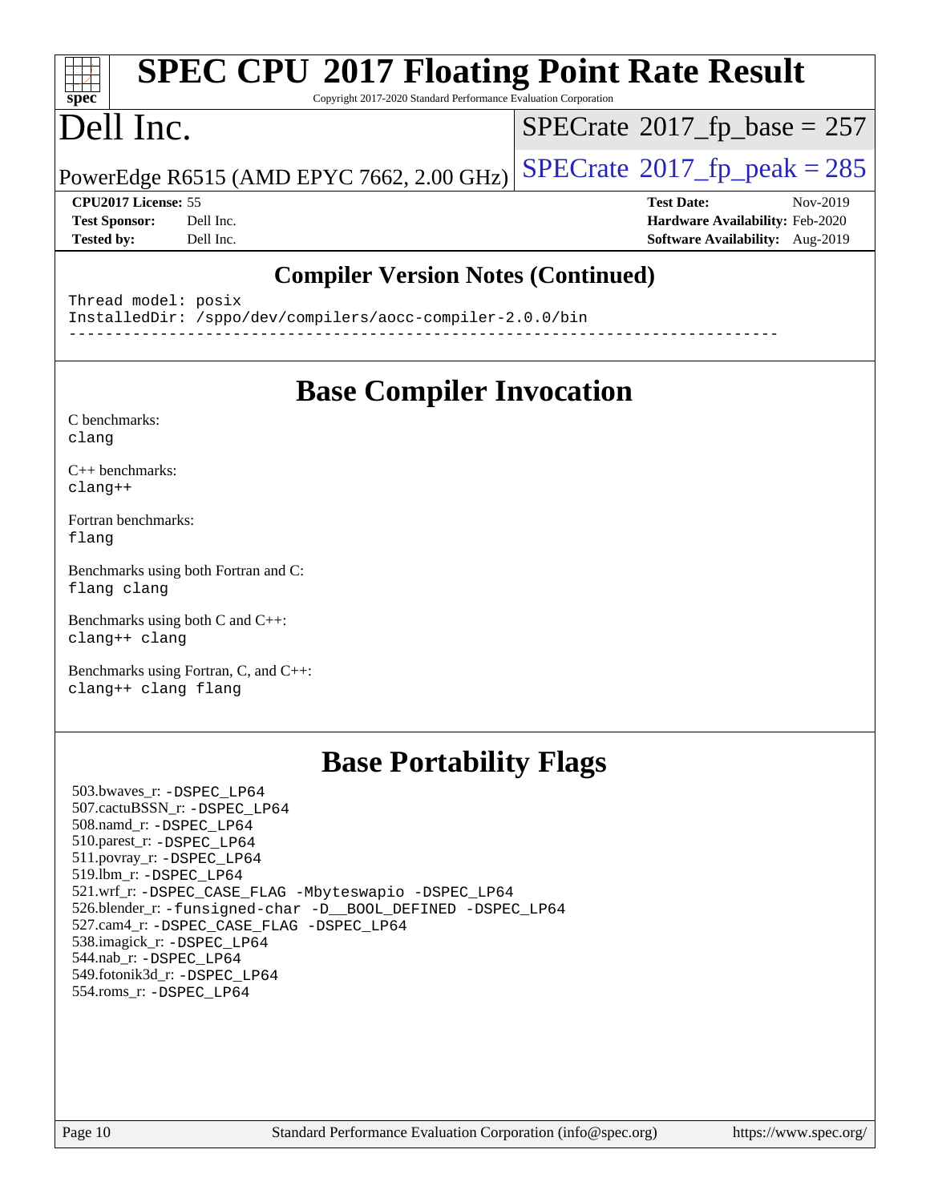# SPEC CPU 2017 Floating Point Rate Result

Copyright 2017-2020 Standard Performance Evaluation Corporation

# Dell Inc.

PowerEdge R6515 (AMD EPYC 7662, 2.00 GHz)

SPECrate 2017_fp_base = 257

SPECrate 2017_fp_peak = 285

**CPU2017 License:** 55
**Test Sponsor:** Dell Inc.
**Tested by:** Dell Inc.

**Test Date:** Nov-2019
**Hardware Availability:** Feb-2020
**Software Availability:** Aug-2019

## Compiler Version Notes (Continued)

```
Thread model: posix
InstalledDir: /sppo/dev/compilers/aocc-compiler-2.0.0/bin
------------------------------------------------------------------------------
```

## Base Compiler Invocation

C benchmarks:
`clang`

C++ benchmarks:
`clang++`

Fortran benchmarks:
`flang`

Benchmarks using both Fortran and C:
`flang clang`

Benchmarks using both C and C++:
`clang++ clang`

Benchmarks using Fortran, C, and C++:
`clang++ clang flang`

## Base Portability Flags

503.bwaves_r: -DSPEC_LP64
507.cactuBSSN_r: -DSPEC_LP64
508.namd_r: -DSPEC_LP64
510.parest_r: -DSPEC_LP64
511.povray_r: -DSPEC_LP64
519.lbm_r: -DSPEC_LP64
521.wrf_r: -DSPEC_CASE_FLAG -Mbyteswapio -DSPEC_LP64
526.blender_r: -funsigned-char -D__BOOL_DEFINED -DSPEC_LP64
527.cam4_r: -DSPEC_CASE_FLAG -DSPEC_LP64
538.imagick_r: -DSPEC_LP64
544.nab_r: -DSPEC_LP64
549.fotonik3d_r: -DSPEC_LP64
554.roms_r: -DSPEC_LP64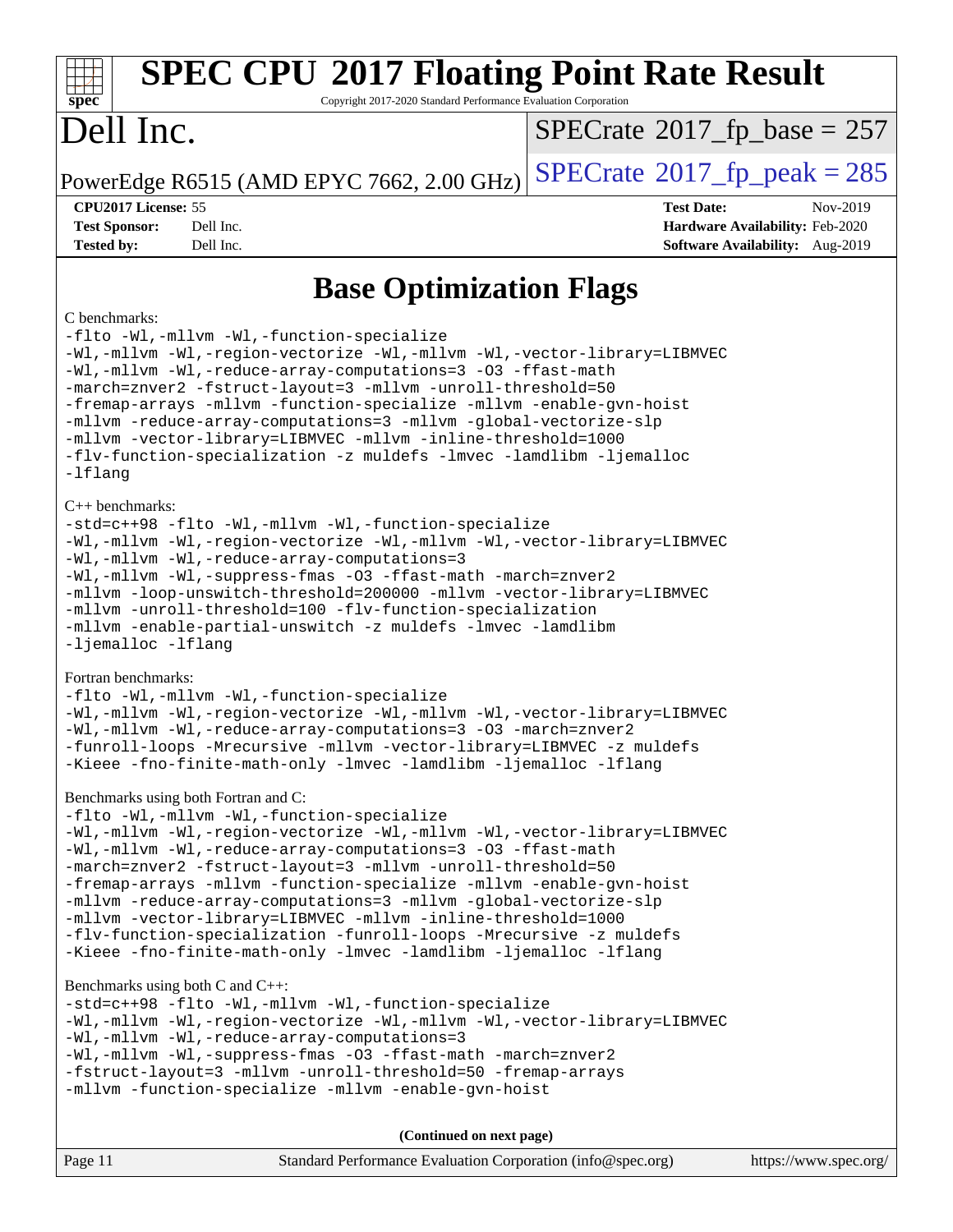# Base Optimization Flags

C benchmarks:

```
-flto -Wl,-mllvm -Wl,-function-specialize
-Wl,-mllvm -Wl,-region-vectorize -Wl,-mllvm -Wl,-vector-library=LIBMVEC
-Wl,-mllvm -Wl,-reduce-array-computations=3 -O3 -ffast-math
-march=znver2 -fstruct-layout=3 -mllvm -unroll-threshold=50
-fremap-arrays -mllvm -function-specialize -mllvm -enable-gvn-hoist
-mllvm -reduce-array-computations=3 -mllvm -global-vectorize-slp
-mllvm -vector-library=LIBMVEC -mllvm -inline-threshold=1000
-flv-function-specialization -z muldefs -lmvec -lamdlibm -ljemalloc
-lflang
```

C++ benchmarks:

```
-std=c++98 -flto -Wl,-mllvm -Wl,-function-specialize
-Wl,-mllvm -Wl,-region-vectorize -Wl,-mllvm -Wl,-vector-library=LIBMVEC
-Wl,-mllvm -Wl,-reduce-array-computations=3
-Wl,-mllvm -Wl,-suppress-fmas -O3 -ffast-math -march=znver2
-mllvm -loop-unswitch-threshold=200000 -mllvm -vector-library=LIBMVEC
-mllvm -unroll-threshold=100 -flv-function-specialization
-mllvm -enable-partial-unswitch -z muldefs -lmvec -lamdlibm
-ljemalloc -lflang
```

Fortran benchmarks:

```
-flto -Wl,-mllvm -Wl,-function-specialize
-Wl,-mllvm -Wl,-region-vectorize -Wl,-mllvm -Wl,-vector-library=LIBMVEC
-Wl,-mllvm -Wl,-reduce-array-computations=3 -O3 -march=znver2
-funroll-loops -Mrecursive -mllvm -vector-library=LIBMVEC -z muldefs
-Kieee -fno-finite-math-only -lmvec -lamdlibm -ljemalloc -lflang
```

Benchmarks using both Fortran and C:

```
-flto -Wl,-mllvm -Wl,-function-specialize
-Wl,-mllvm -Wl,-region-vectorize -Wl,-mllvm -Wl,-vector-library=LIBMVEC
-Wl,-mllvm -Wl,-reduce-array-computations=3 -O3 -ffast-math
-march=znver2 -fstruct-layout=3 -mllvm -unroll-threshold=50
-fremap-arrays -mllvm -function-specialize -mllvm -enable-gvn-hoist
-mllvm -reduce-array-computations=3 -mllvm -global-vectorize-slp
-mllvm -vector-library=LIBMVEC -mllvm -inline-threshold=1000
-flv-function-specialization -funroll-loops -Mrecursive -z muldefs
-Kieee -fno-finite-math-only -lmvec -lamdlibm -ljemalloc -lflang
```

Benchmarks using both C and C++:

```
-std=c++98 -flto -Wl,-mllvm -Wl,-function-specialize
-Wl,-mllvm -Wl,-region-vectorize -Wl,-mllvm -Wl,-vector-library=LIBMVEC
-Wl,-mllvm -Wl,-reduce-array-computations=3
-Wl,-mllvm -Wl,-suppress-fmas -O3 -ffast-math -march=znver2
-fstruct-layout=3 -mllvm -unroll-threshold=50 -fremap-arrays
-mllvm -function-specialize -mllvm -enable-gvn-hoist
```

**(Continued on next page)**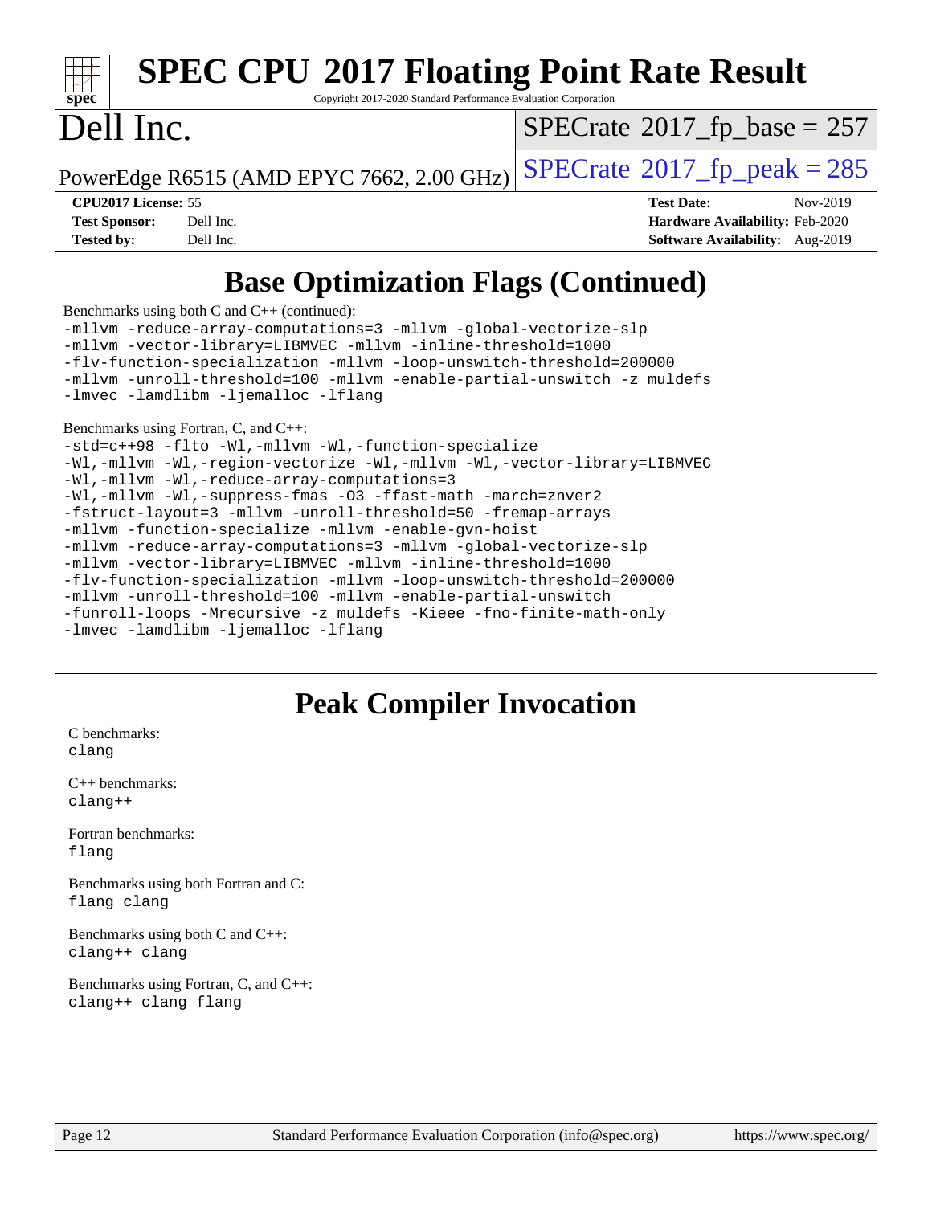# Base Optimization Flags (Continued)

Benchmarks using both C and C++ (continued):

```
-mllvm -reduce-array-computations=3 -mllvm -global-vectorize-slp
-mllvm -vector-library=LIBMVEC -mllvm -inline-threshold=1000
-flv-function-specialization -mllvm -loop-unswitch-threshold=200000
-mllvm -unroll-threshold=100 -mllvm -enable-partial-unswitch -z muldefs
-lmvec -lamdlibm -ljemalloc -lflang
```

Benchmarks using Fortran, C, and C++:

```
-std=c++98 -flto -Wl,-mllvm -Wl,-function-specialize
-Wl,-mllvm -Wl,-region-vectorize -Wl,-mllvm -Wl,-vector-library=LIBMVEC
-Wl,-mllvm -Wl,-reduce-array-computations=3
-Wl,-mllvm -Wl,-suppress-fmas -O3 -ffast-math -march=znver2
-fstruct-layout=3 -mllvm -unroll-threshold=50 -fremap-arrays
-mllvm -function-specialize -mllvm -enable-gvn-hoist
-mllvm -reduce-array-computations=3 -mllvm -global-vectorize-slp
-mllvm -vector-library=LIBMVEC -mllvm -inline-threshold=1000
-flv-function-specialization -mllvm -loop-unswitch-threshold=200000
-mllvm -unroll-threshold=100 -mllvm -enable-partial-unswitch
-funroll-loops -Mrecursive -z muldefs -Kieee -fno-finite-math-only
-lmvec -lamdlibm -ljemalloc -lflang
```

# Peak Compiler Invocation

C benchmarks:
```
clang
```

C++ benchmarks:
```
clang++
```

Fortran benchmarks:
```
flang
```

Benchmarks using both Fortran and C:
```
flang clang
```

Benchmarks using both C and C++:
```
clang++ clang
```

Benchmarks using Fortran, C, and C++:
```
clang++ clang flang
```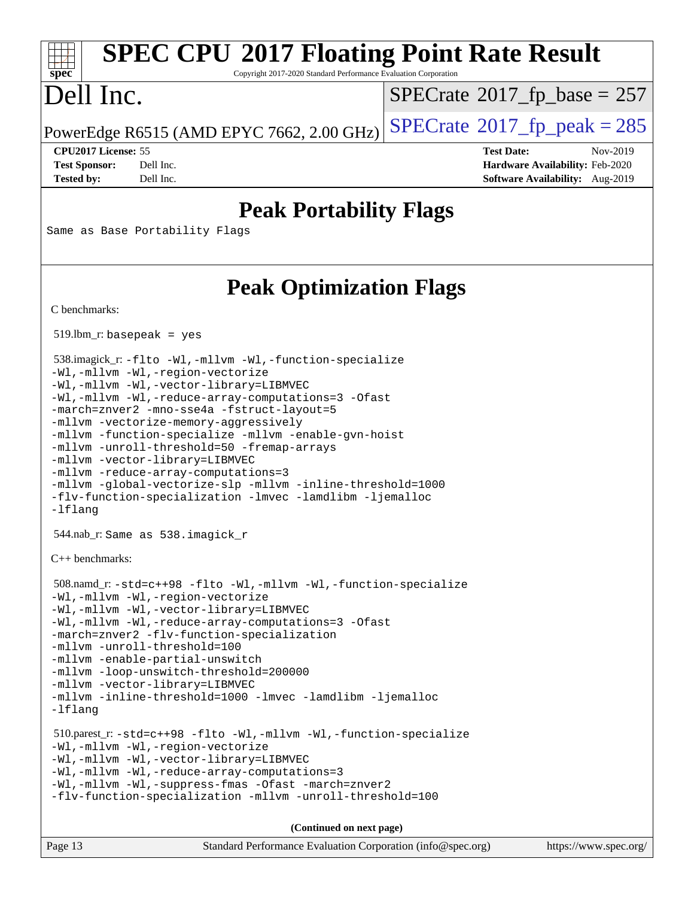# SPEC CPU 2017 Floating Point Rate Result

Copyright 2017-2020 Standard Performance Evaluation Corporation

## Dell Inc.

PowerEdge R6515 (AMD EPYC 7662, 2.00 GHz)

SPECrate 2017_fp_base = 257

SPECrate 2017_fp_peak = 285

**CPU2017 License:** 55
**Test Sponsor:** Dell Inc.
**Tested by:** Dell Inc.

**Test Date:** Nov-2019
**Hardware Availability:** Feb-2020
**Software Availability:** Aug-2019

## Peak Portability Flags

Same as Base Portability Flags

## Peak Optimization Flags

C benchmarks:

519.lbm_r: basepeak = yes

538.imagick_r: -flto -Wl,-mllvm -Wl,-function-specialize
-Wl,-mllvm -Wl,-region-vectorize
-Wl,-mllvm -Wl,-vector-library=LIBMVEC
-Wl,-mllvm -Wl,-reduce-array-computations=3 -Ofast
-march=znver2 -mno-sse4a -fstruct-layout=5
-mllvm -vectorize-memory-aggressively
-mllvm -function-specialize -mllvm -enable-gvn-hoist
-mllvm -unroll-threshold=50 -fremap-arrays
-mllvm -vector-library=LIBMVEC
-mllvm -reduce-array-computations=3
-mllvm -global-vectorize-slp -mllvm -inline-threshold=1000
-flv-function-specialization -lmvec -lamdlibm -ljemalloc
-lflang

544.nab_r: Same as 538.imagick_r

C++ benchmarks:

508.namd_r: -std=c++98 -flto -Wl,-mllvm -Wl,-function-specialize
-Wl,-mllvm -Wl,-region-vectorize
-Wl,-mllvm -Wl,-vector-library=LIBMVEC
-Wl,-mllvm -Wl,-reduce-array-computations=3 -Ofast
-march=znver2 -flv-function-specialization
-mllvm -unroll-threshold=100
-mllvm -enable-partial-unswitch
-mllvm -loop-unswitch-threshold=200000
-mllvm -vector-library=LIBMVEC
-mllvm -inline-threshold=1000 -lmvec -lamdlibm -ljemalloc
-lflang

510.parest_r: -std=c++98 -flto -Wl,-mllvm -Wl,-function-specialize
-Wl,-mllvm -Wl,-region-vectorize
-Wl,-mllvm -Wl,-vector-library=LIBMVEC
-Wl,-mllvm -Wl,-reduce-array-computations=3
-Wl,-mllvm -Wl,-suppress-fmas -Ofast -march=znver2
-flv-function-specialization -mllvm -unroll-threshold=100

(Continued on next page)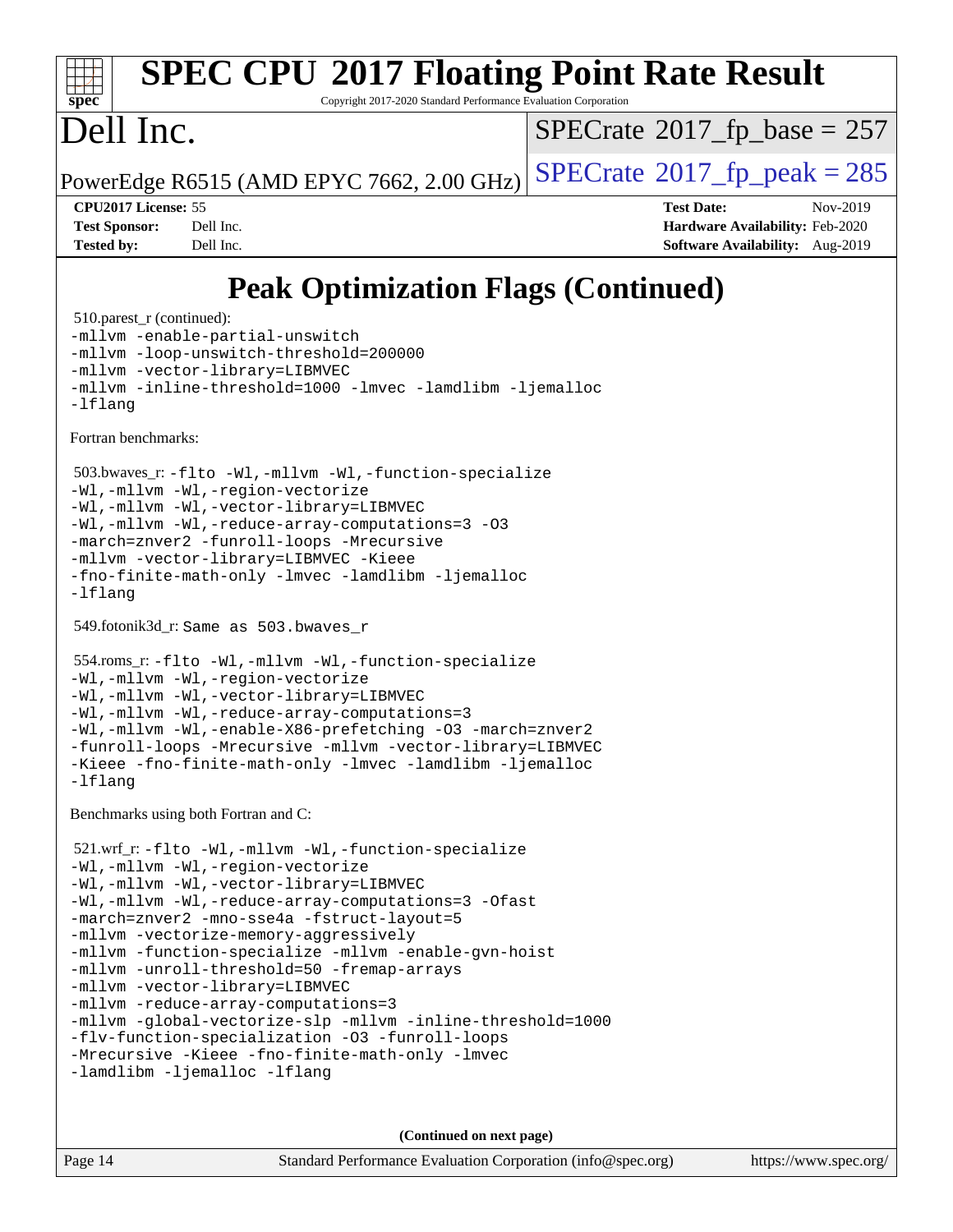# Peak Optimization Flags (Continued)

510.parest_r (continued):
```
-mllvm -enable-partial-unswitch
-mllvm -loop-unswitch-threshold=200000
-mllvm -vector-library=LIBMVEC
-mllvm -inline-threshold=1000 -lmvec -lamdlibm -ljemalloc
-lflang
```

Fortran benchmarks:

503.bwaves_r:
```
-flto -Wl,-mllvm -Wl,-function-specialize
-Wl,-mllvm -Wl,-region-vectorize
-Wl,-mllvm -Wl,-vector-library=LIBMVEC
-Wl,-mllvm -Wl,-reduce-array-computations=3 -O3
-march=znver2 -funroll-loops -Mrecursive
-mllvm -vector-library=LIBMVEC -Kieee
-fno-finite-math-only -lmvec -lamdlibm -ljemalloc
-lflang
```

549.fotonik3d_r: Same as 503.bwaves_r

554.roms_r:
```
-flto -Wl,-mllvm -Wl,-function-specialize
-Wl,-mllvm -Wl,-region-vectorize
-Wl,-mllvm -Wl,-vector-library=LIBMVEC
-Wl,-mllvm -Wl,-reduce-array-computations=3
-Wl,-mllvm -Wl,-enable-X86-prefetching -O3 -march=znver2
-funroll-loops -Mrecursive -mllvm -vector-library=LIBMVEC
-Kieee -fno-finite-math-only -lmvec -lamdlibm -ljemalloc
-lflang
```

Benchmarks using both Fortran and C:

521.wrf_r:
```
-flto -Wl,-mllvm -Wl,-function-specialize
-Wl,-mllvm -Wl,-region-vectorize
-Wl,-mllvm -Wl,-vector-library=LIBMVEC
-Wl,-mllvm -Wl,-reduce-array-computations=3 -Ofast
-march=znver2 -mno-sse4a -fstruct-layout=5
-mllvm -vectorize-memory-aggressively
-mllvm -function-specialize -mllvm -enable-gvn-hoist
-mllvm -unroll-threshold=50 -fremap-arrays
-mllvm -vector-library=LIBMVEC
-mllvm -reduce-array-computations=3
-mllvm -global-vectorize-slp -mllvm -inline-threshold=1000
-flv-function-specialization -O3 -funroll-loops
-Mrecursive -Kieee -fno-finite-math-only -lmvec
-lamdlibm -ljemalloc -lflang
```

**(Continued on next page)**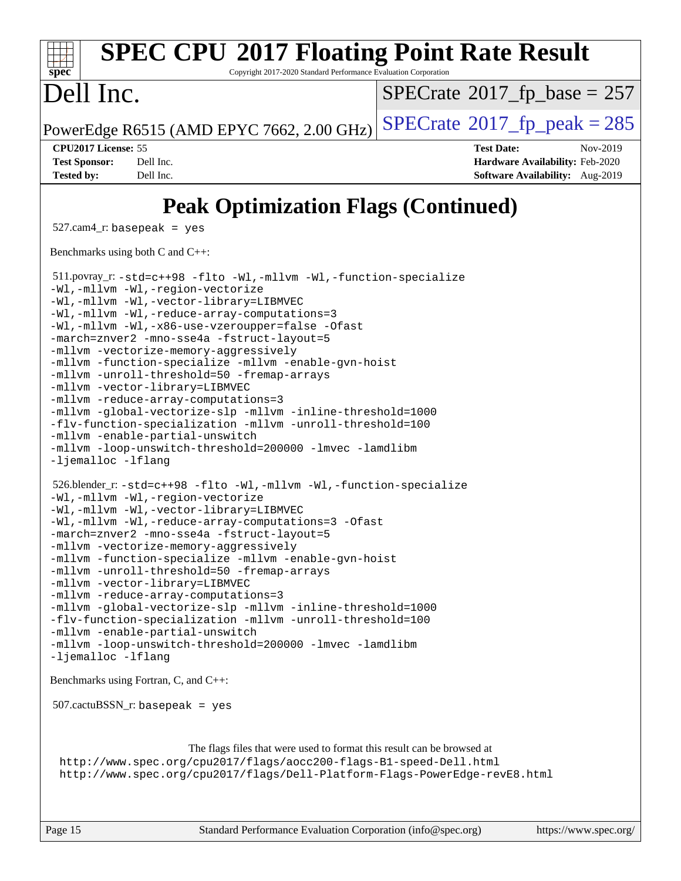# Peak Optimization Flags (Continued)

527.cam4_r: `basepeak = yes`

Benchmarks using both C and C++:

511.povray_r:
```
-std=c++98 -flto -Wl,-mllvm -Wl,-function-specialize
-Wl,-mllvm -Wl,-region-vectorize
-Wl,-mllvm -Wl,-vector-library=LIBMVEC
-Wl,-mllvm -Wl,-reduce-array-computations=3
-Wl,-mllvm -Wl,-x86-use-vzeroupper=false -Ofast
-march=znver2 -mno-sse4a -fstruct-layout=5
-mllvm -vectorize-memory-aggressively
-mllvm -function-specialize -mllvm -enable-gvn-hoist
-mllvm -unroll-threshold=50 -fremap-arrays
-mllvm -vector-library=LIBMVEC
-mllvm -reduce-array-computations=3
-mllvm -global-vectorize-slp -mllvm -inline-threshold=1000
-flv-function-specialization -mllvm -unroll-threshold=100
-mllvm -enable-partial-unswitch
-mllvm -loop-unswitch-threshold=200000 -lmvec -lamdlibm
-ljemalloc -lflang
```

526.blender_r:
```
-std=c++98 -flto -Wl,-mllvm -Wl,-function-specialize
-Wl,-mllvm -Wl,-region-vectorize
-Wl,-mllvm -Wl,-vector-library=LIBMVEC
-Wl,-mllvm -Wl,-reduce-array-computations=3 -Ofast
-march=znver2 -mno-sse4a -fstruct-layout=5
-mllvm -vectorize-memory-aggressively
-mllvm -function-specialize -mllvm -enable-gvn-hoist
-mllvm -unroll-threshold=50 -fremap-arrays
-mllvm -vector-library=LIBMVEC
-mllvm -reduce-array-computations=3
-mllvm -global-vectorize-slp -mllvm -inline-threshold=1000
-flv-function-specialization -mllvm -unroll-threshold=100
-mllvm -enable-partial-unswitch
-mllvm -loop-unswitch-threshold=200000 -lmvec -lamdlibm
-ljemalloc -lflang
```

Benchmarks using Fortran, C, and C++:

507.cactuBSSN_r: `basepeak = yes`

The flags files that were used to format this result can be browsed at
http://www.spec.org/cpu2017/flags/aocc200-flags-B1-speed-Dell.html
http://www.spec.org/cpu2017/flags/Dell-Platform-Flags-PowerEdge-revE8.html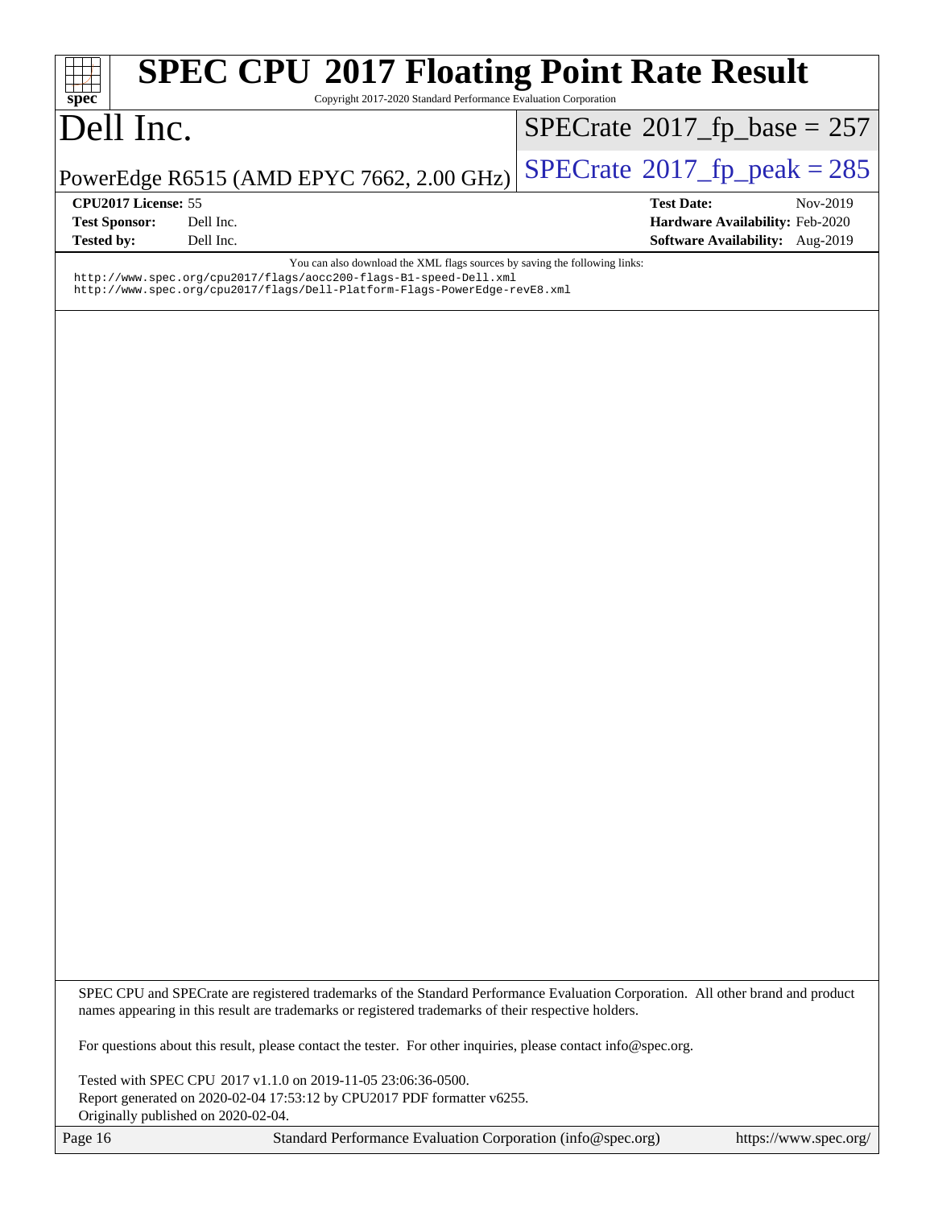You can also download the XML flags sources by saving the following links:

```
http://www.spec.org/cpu2017/flags/aocc200-flags-B1-speed-Dell.xml
http://www.spec.org/cpu2017/flags/Dell-Platform-Flags-PowerEdge-revE8.xml
```

SPEC CPU and SPECrate are registered trademarks of the Standard Performance Evaluation Corporation. All other brand and product names appearing in this result are trademarks or registered trademarks of their respective holders.

For questions about this result, please contact the tester. For other inquiries, please contact info@spec.org.

Tested with SPEC CPU 2017 v1.1.0 on 2019-11-05 23:06:36-0500.
Report generated on 2020-02-04 17:53:12 by CPU2017 PDF formatter v6255.
Originally published on 2020-02-04.